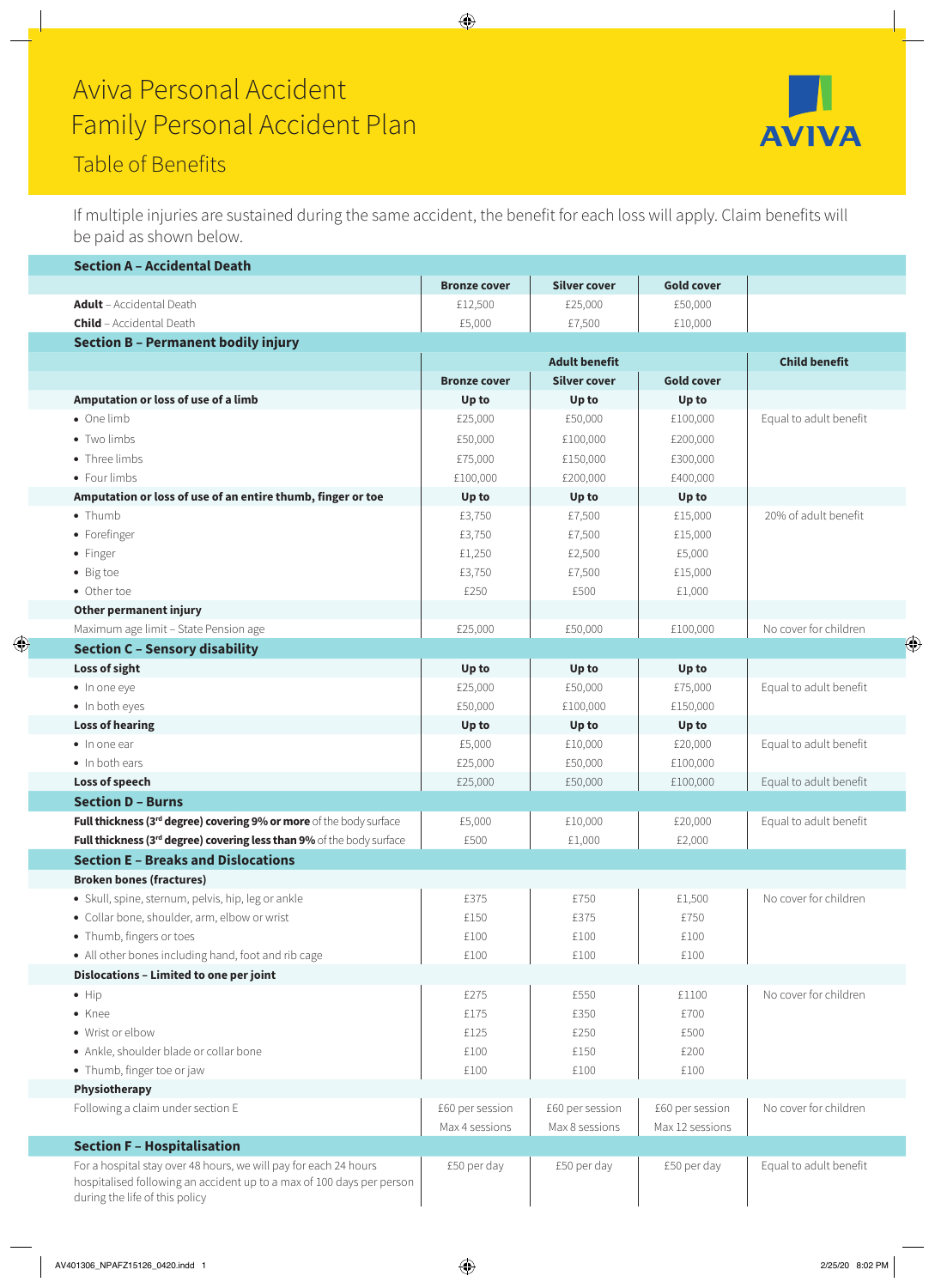# Aviva Personal Accident Family Personal Accident Plan

## Table of Benefits

If multiple injuries are sustained during the same accident, the benefit for each loss will apply. Claim benefits will be paid as shown below.

| **Section A – Accidental Death** | | | | |
|---|---|---|---|---|
| | **Bronze cover** | **Silver cover** | **Gold cover** | |
| **Adult** – Accidental Death | £12,500 | £25,000 | £50,000 | |
| **Child** – Accidental Death | £5,000 | £7,500 | £10,000 | |

| **Section B – Permanent bodily injury** | | | | |
|---|---|---|---|---|
| | **Adult benefit** | | | **Child benefit** |
| | **Bronze cover** | **Silver cover** | **Gold cover** | |
| **Amputation or loss of use of a limb** | **Up to** | **Up to** | **Up to** | |
| • One limb | £25,000 | £50,000 | £100,000 | Equal to adult benefit |
| • Two limbs | £50,000 | £100,000 | £200,000 | |
| • Three limbs | £75,000 | £150,000 | £300,000 | |
| • Four limbs | £100,000 | £200,000 | £400,000 | |
| **Amputation or loss of use of an entire thumb, finger or toe** | **Up to** | **Up to** | **Up to** | |
| • Thumb | £3,750 | £7,500 | £15,000 | 20% of adult benefit |
| • Forefinger | £3,750 | £7,500 | £15,000 | |
| • Finger | £1,250 | £2,500 | £5,000 | |
| • Big toe | £3,750 | £7,500 | £15,000 | |
| • Other toe | £250 | £500 | £1,000 | |
| **Other permanent injury** | | | | |
| Maximum age limit – State Pension age | £25,000 | £50,000 | £100,000 | No cover for children |
| **Section C – Sensory disability** | | | | |
| **Loss of sight** | **Up to** | **Up to** | **Up to** | |
| • In one eye | £25,000 | £50,000 | £75,000 | Equal to adult benefit |
| • In both eyes | £50,000 | £100,000 | £150,000 | |
| **Loss of hearing** | **Up to** | **Up to** | **Up to** | |
| • In one ear | £5,000 | £10,000 | £20,000 | Equal to adult benefit |
| • In both ears | £25,000 | £50,000 | £100,000 | |
| **Loss of speech** | £25,000 | £50,000 | £100,000 | Equal to adult benefit |
| **Section D – Burns** | | | | |
| **Full thickness (3rd degree) covering 9% or more** of the body surface | £5,000 | £10,000 | £20,000 | Equal to adult benefit |
| **Full thickness (3rd degree) covering less than 9%** of the body surface | £500 | £1,000 | £2,000 | |
| **Section E – Breaks and Dislocations** | | | | |
| **Broken bones (fractures)** | | | | |
| • Skull, spine, sternum, pelvis, hip, leg or ankle | £375 | £750 | £1,500 | No cover for children |
| • Collar bone, shoulder, arm, elbow or wrist | £150 | £375 | £750 | |
| • Thumb, fingers or toes | £100 | £100 | £100 | |
| • All other bones including hand, foot and rib cage | £100 | £100 | £100 | |
| **Dislocations – Limited to one per joint** | | | | |
| • Hip | £275 | £550 | £1100 | No cover for children |
| • Knee | £175 | £350 | £700 | |
| • Wrist or elbow | £125 | £250 | £500 | |
| • Ankle, shoulder blade or collar bone | £100 | £150 | £200 | |
| • Thumb, finger toe or jaw | £100 | £100 | £100 | |
| **Physiotherapy** | | | | |
| Following a claim under section E | £60 per session Max 4 sessions | £60 per session Max 8 sessions | £60 per session Max 12 sessions | No cover for children |
| **Section F – Hospitalisation** | | | | |
| For a hospital stay over 48 hours, we will pay for each 24 hours hospitalised following an accident up to a max of 100 days per person during the life of this policy | £50 per day | £50 per day | £50 per day | Equal to adult benefit |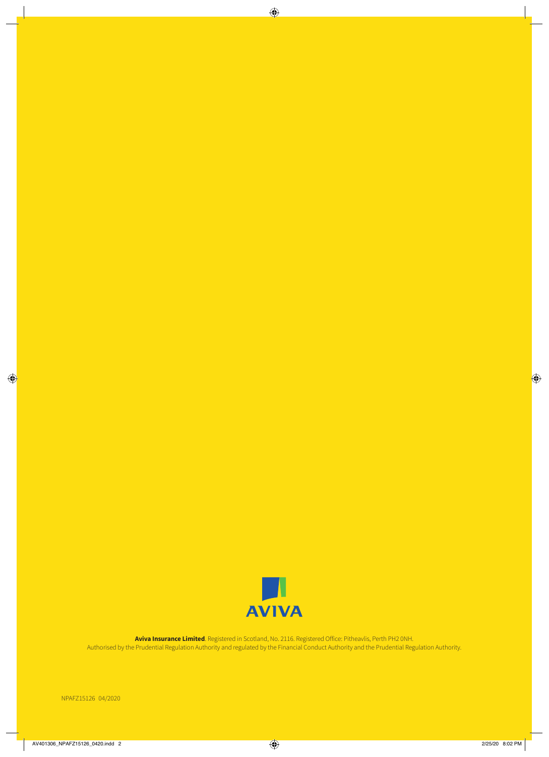AVIVA

**Aviva Insurance Limited**. Registered in Scotland, No. 2116. Registered Office: Pitheavlis, Perth PH2 0NH.
Authorised by the Prudential Regulation Authority and regulated by the Financial Conduct Authority and the Prudential Regulation Authority.

NPAFZ15126 04/2020